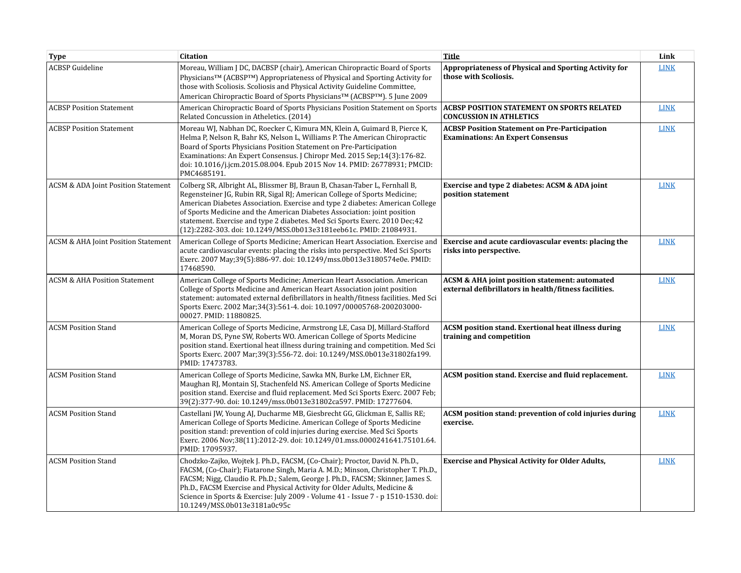| Type | Citation | Title | Link |
|---|---|---|---|
| ACBSP Guideline | Moreau, William J DC, DACBSP (chair), American Chiropractic Board of Sports Physicians™ (ACBSP™) Appropriateness of Physical and Sporting Activity for those with Scoliosis. Scoliosis and Physical Activity Guideline Committee, American Chiropractic Board of Sports Physicians™ (ACBSP™). 5 June 2009 | **Appropriateness of Physical and Sporting Activity for those with Scoliosis.** | LINK |
| ACBSP Position Statement | American Chiropractic Board of Sports Physicians Position Statement on Sports Related Concussion in Atheletics. (2014) | **ACBSP POSITION STATEMENT ON SPORTS RELATED CONCUSSION IN ATHLETICS** | LINK |
| ACBSP Position Statement | Moreau WJ, Nabhan DC, Roecker C, Kimura MN, Klein A, Guimard B, Pierce K, Helma P, Nelson R, Bahr KS, Nelson L, Williams P. The American Chiropractic Board of Sports Physicians Position Statement on Pre-Participation Examinations: An Expert Consensus. J Chiropr Med. 2015 Sep;14(3):176-82. doi: 10.1016/j.jcm.2015.08.004. Epub 2015 Nov 14. PMID: 26778931; PMCID: PMC4685191. | **ACBSP Position Statement on Pre-Participation Examinations: An Expert Consensus** | LINK |
| ACSM & ADA Joint Position Statement | Colberg SR, Albright AL, Blissmer BJ, Braun B, Chasan-Taber L, Fernhall B, Regensteiner JG, Rubin RR, Sigal RJ; American College of Sports Medicine; American Diabetes Association. Exercise and type 2 diabetes: American College of Sports Medicine and the American Diabetes Association: joint position statement. Exercise and type 2 diabetes. Med Sci Sports Exerc. 2010 Dec;42 (12):2282-303. doi: 10.1249/MSS.0b013e3181eeb61c. PMID: 21084931. | **Exercise and type 2 diabetes: ACSM & ADA joint position statement** | LINK |
| ACSM & AHA Joint Position Statement | American College of Sports Medicine; American Heart Association. Exercise and acute cardiovascular events: placing the risks into perspective. Med Sci Sports Exerc. 2007 May;39(5):886-97. doi: 10.1249/mss.0b013e3180574e0e. PMID: 17468590. | **Exercise and acute cardiovascular events: placing the risks into perspective.** | LINK |
| ACSM & AHA Position Statement | American College of Sports Medicine; American Heart Association. American College of Sports Medicine and American Heart Association joint position statement: automated external defibrillators in health/fitness facilities. Med Sci Sports Exerc. 2002 Mar;34(3):561-4. doi: 10.1097/00005768-200203000-00027. PMID: 11880825. | **ACSM & AHA joint position statement: automated external defibrillators in health/fitness facilities.** | LINK |
| ACSM Position Stand | American College of Sports Medicine, Armstrong LE, Casa DJ, Millard-Stafford M, Moran DS, Pyne SW, Roberts WO. American College of Sports Medicine position stand. Exertional heat illness during training and competition. Med Sci Sports Exerc. 2007 Mar;39(3):556-72. doi: 10.1249/MSS.0b013e31802fa199. PMID: 17473783. | **ACSM position stand. Exertional heat illness during training and competition** | LINK |
| ACSM Position Stand | American College of Sports Medicine, Sawka MN, Burke LM, Eichner ER, Maughan RJ, Montain SJ, Stachenfeld NS. American College of Sports Medicine position stand. Exercise and fluid replacement. Med Sci Sports Exerc. 2007 Feb; 39(2):377-90. doi: 10.1249/mss.0b013e31802ca597. PMID: 17277604. | **ACSM position stand. Exercise and fluid replacement.** | LINK |
| ACSM Position Stand | Castellani JW, Young AJ, Ducharme MB, Giesbrecht GG, Glickman E, Sallis RE; American College of Sports Medicine. American College of Sports Medicine position stand: prevention of cold injuries during exercise. Med Sci Sports Exerc. 2006 Nov;38(11):2012-29. doi: 10.1249/01.mss.0000241641.75101.64. PMID: 17095937. | **ACSM position stand: prevention of cold injuries during exercise.** | LINK |
| ACSM Position Stand | Chodzko-Zajko, Wojtek J. Ph.D., FACSM, (Co-Chair); Proctor, David N. Ph.D., FACSM, (Co-Chair); Fiatarone Singh, Maria A. M.D.; Minson, Christopher T. Ph.D., FACSM; Nigg, Claudio R. Ph.D.; Salem, George J. Ph.D., FACSM; Skinner, James S. Ph.D., FACSM Exercise and Physical Activity for Older Adults, Medicine & Science in Sports & Exercise: July 2009 - Volume 41 - Issue 7 - p 1510-1530. doi: 10.1249/MSS.0b013e3181a0c95c | **Exercise and Physical Activity for Older Adults,** | LINK |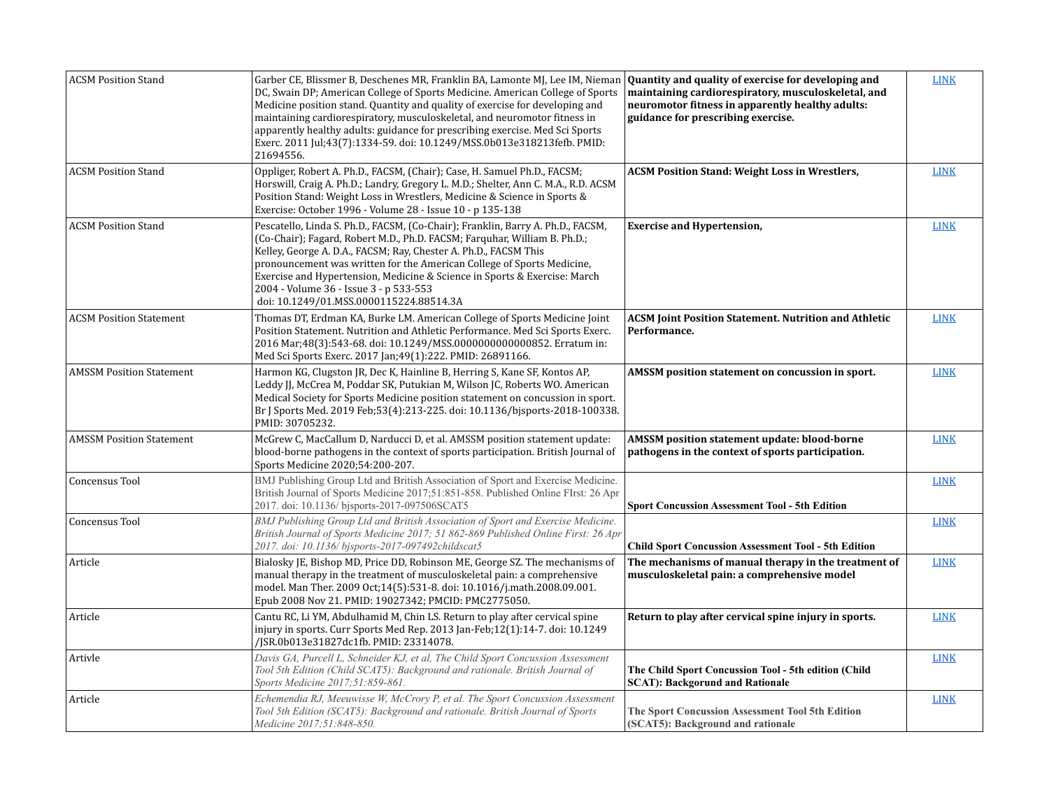| | | | |
|---|---|---|---|
| ACSM Position Stand | Garber CE, Blissmer B, Deschenes MR, Franklin BA, Lamonte MJ, Lee IM, Nieman DC, Swain DP; American College of Sports Medicine. American College of Sports Medicine position stand. Quantity and quality of exercise for developing and maintaining cardiorespiratory, musculoskeletal, and neuromotor fitness in apparently healthy adults: guidance for prescribing exercise. Med Sci Sports Exerc. 2011 Jul;43(7):1334-59. doi: 10.1249/MSS.0b013e318213fefb. PMID: 21694556. | **Quantity and quality of exercise for developing and maintaining cardiorespiratory, musculoskeletal, and neuromotor fitness in apparently healthy adults: guidance for prescribing exercise.** | LINK |
| ACSM Position Stand | Oppliger, Robert A. Ph.D., FACSM, (Chair); Case, H. Samuel Ph.D., FACSM; Horswill, Craig A. Ph.D.; Landry, Gregory L. M.D.; Shelter, Ann C. M.A., R.D. ACSM Position Stand: Weight Loss in Wrestlers, Medicine & Science in Sports & Exercise: October 1996 - Volume 28 - Issue 10 - p 135-138 | **ACSM Position Stand: Weight Loss in Wrestlers,** | LINK |
| ACSM Position Stand | Pescatello, Linda S. Ph.D., FACSM, (Co-Chair); Franklin, Barry A. Ph.D., FACSM, (Co-Chair); Fagard, Robert M.D., Ph.D. FACSM; Farquhar, William B. Ph.D.; Kelley, George A. D.A., FACSM; Ray, Chester A. Ph.D., FACSM This pronouncement was written for the American College of Sports Medicine, Exercise and Hypertension, Medicine & Science in Sports & Exercise: March 2004 - Volume 36 - Issue 3 - p 533-553 doi: 10.1249/01.MSS.0000115224.88514.3A | **Exercise and Hypertension,** | LINK |
| ACSM Position Statement | Thomas DT, Erdman KA, Burke LM. American College of Sports Medicine Joint Position Statement. Nutrition and Athletic Performance. Med Sci Sports Exerc. 2016 Mar;48(3):543-68. doi: 10.1249/MSS.0000000000000852. Erratum in: Med Sci Sports Exerc. 2017 Jan;49(1):222. PMID: 26891166. | **ACSM Joint Position Statement. Nutrition and Athletic Performance.** | LINK |
| AMSSM Position Statement | Harmon KG, Clugston JR, Dec K, Hainline B, Herring S, Kane SF, Kontos AP, Leddy JJ, McCrea M, Poddar SK, Putukian M, Wilson JC, Roberts WO. American Medical Society for Sports Medicine position statement on concussion in sport. Br J Sports Med. 2019 Feb;53(4):213-225. doi: 10.1136/bjsports-2018-100338. PMID: 30705232. | **AMSSM position statement on concussion in sport.** | LINK |
| AMSSM Position Statement | McGrew C, MacCallum D, Narducci D, et al. AMSSM position statement update: blood-borne pathogens in the context of sports participation. British Journal of Sports Medicine 2020;54:200-207. | **AMSSM position statement update: blood-borne pathogens in the context of sports participation.** | LINK |
| Concensus Tool | BMJ Publishing Group Ltd and British Association of Sport and Exercise Medicine. British Journal of Sports Medicine 2017;51:851-858. Published Online FIrst: 26 Apr 2017. doi: 10.1136/ bjsports-2017-097506SCAT5 | **Sport Concussion Assessment Tool - 5th Edition** | LINK |
| Concensus Tool | *BMJ Publishing Group Ltd and British Association of Sport and Exercise Medicine. British Journal of Sports Medicine 2017; 51 862-869 Published Online First: 26 Apr 2017. doi: 10.1136/ bjsports-2017-097492childscat5* | **Child Sport Concussion Assessment Tool - 5th Edition** | LINK |
| Article | Bialosky JE, Bishop MD, Price DD, Robinson ME, George SZ. The mechanisms of manual therapy in the treatment of musculoskeletal pain: a comprehensive model. Man Ther. 2009 Oct;14(5):531-8. doi: 10.1016/j.math.2008.09.001. Epub 2008 Nov 21. PMID: 19027342; PMCID: PMC2775050. | **The mechanisms of manual therapy in the treatment of musculoskeletal pain: a comprehensive model** | LINK |
| Article | Cantu RC, Li YM, Abdulhamid M, Chin LS. Return to play after cervical spine injury in sports. Curr Sports Med Rep. 2013 Jan-Feb;12(1):14-7. doi: 10.1249 /JSR.0b013e31827dc1fb. PMID: 23314078. | **Return to play after cervical spine injury in sports.** | LINK |
| Artivle | *Davis GA, Purcell L, Schneider KJ, et al, The Child Sport Concussion Assessment Tool 5th Edition (Child SCAT5): Background and rationale. British Journal of Sports Medicine 2017;51:859-861.* | **The Child Sport Concussion Tool - 5th edition (Child SCAT5): Backgorund and Rationale** | LINK |
| Article | *Echemendia RJ, Meeuwisse W, McCrory P, et al. The Sport Concussion Assessment Tool 5th Edition (SCAT5): Background and rationale. British Journal of Sports Medicine 2017;51:848-850.* | **The Sport Concussion Assessment Tool 5th Edition (SCAT5): Background and rationale** | LINK |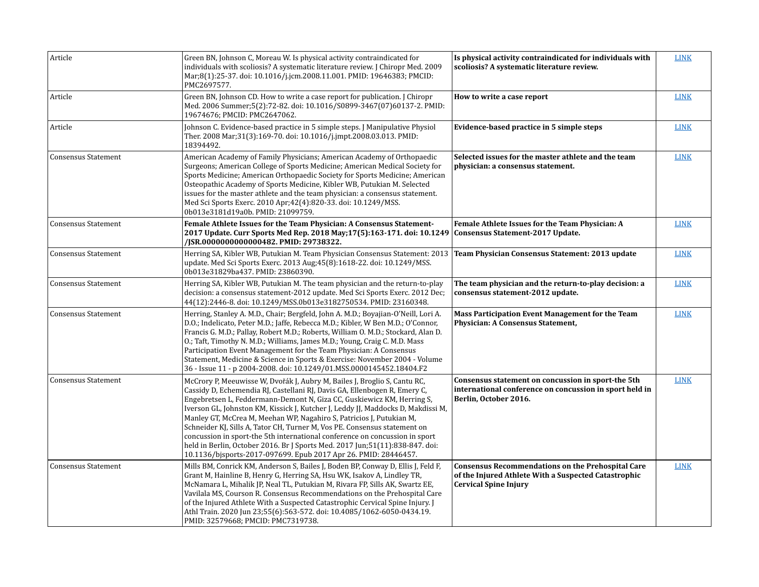| | | | |
|---|---|---|---|
| Article | Green BN, Johnson C, Moreau W. Is physical activity contraindicated for individuals with scoliosis? A systematic literature review. J Chiropr Med. 2009 Mar;8(1):25-37. doi: 10.1016/j.jcm.2008.11.001. PMID: 19646383; PMCID: PMC2697577. | **Is physical activity contraindicated for individuals with scoliosis? A systematic literature review.** | LINK |
| Article | Green BN, Johnson CD. How to write a case report for publication. J Chiropr Med. 2006 Summer;5(2):72-82. doi: 10.1016/S0899-3467(07)60137-2. PMID: 19674676; PMCID: PMC2647062. | **How to write a case report** | LINK |
| Article | Johnson C. Evidence-based practice in 5 simple steps. J Manipulative Physiol Ther. 2008 Mar;31(3):169-70. doi: 10.1016/j.jmpt.2008.03.013. PMID: 18394492. | **Evidence-based practice in 5 simple steps** | LINK |
| Consensus Statement | American Academy of Family Physicians; American Academy of Orthopaedic Surgeons; American College of Sports Medicine; American Medical Society for Sports Medicine; American Orthopaedic Society for Sports Medicine; American Osteopathic Academy of Sports Medicine, Kibler WB, Putukian M. Selected issues for the master athlete and the team physician: a consensus statement. Med Sci Sports Exerc. 2010 Apr;42(4):820-33. doi: 10.1249/MSS.0b013e3181d19a0b. PMID: 21099759. | **Selected issues for the master athlete and the team physician: a consensus statement.** | LINK |
| Consensus Statement | **Female Athlete Issues for the Team Physician: A Consensus Statement-2017 Update. Curr Sports Med Rep. 2018 May;17(5):163-171. doi: 10.1249/JSR.0000000000000482. PMID: 29738322.** | **Female Athlete Issues for the Team Physician: A Consensus Statement-2017 Update.** | LINK |
| Consensus Statement | Herring SA, Kibler WB, Putukian M. Team Physician Consensus Statement: 2013 update. Med Sci Sports Exerc. 2013 Aug;45(8):1618-22. doi: 10.1249/MSS.0b013e31829ba437. PMID: 23860390. | **Team Physician Consensus Statement: 2013 update** | LINK |
| Consensus Statement | Herring SA, Kibler WB, Putukian M. The team physician and the return-to-play decision: a consensus statement-2012 update. Med Sci Sports Exerc. 2012 Dec;44(12):2446-8. doi: 10.1249/MSS.0b013e3182750534. PMID: 23160348. | **The team physician and the return-to-play decision: a consensus statement-2012 update.** | LINK |
| Consensus Statement | Herring, Stanley A. M.D., Chair; Bergfeld, John A. M.D.; Boyajian-O'Neill, Lori A. D.O.; Indelicato, Peter M.D.; Jaffe, Rebecca M.D.; Kibler, W Ben M.D.; O'Connor, Francis G. M.D.; Pallay, Robert M.D.; Roberts, William O. M.D.; Stockard, Alan D. O.; Taft, Timothy N. M.D.; Williams, James M.D.; Young, Craig C. M.D. Mass Participation Event Management for the Team Physician: A Consensus Statement, Medicine & Science in Sports & Exercise: November 2004 - Volume 36 - Issue 11 - p 2004-2008. doi: 10.1249/01.MSS.0000145452.18404.F2 | **Mass Participation Event Management for the Team Physician: A Consensus Statement,** | LINK |
| Consensus Statement | McCrory P, Meeuwisse W, Dvořák J, Aubry M, Bailes J, Broglio S, Cantu RC, Cassidy D, Echemendia RJ, Castellani RJ, Davis GA, Ellenbogen R, Emery C, Engebretsen L, Feddermann-Demont N, Giza CC, Guskiewicz KM, Herring S, Iverson GL, Johnston KM, Kissick J, Kutcher J, Leddy JJ, Maddocks D, Makdissi M, Manley GT, McCrea M, Meehan WP, Nagahiro S, Patricios J, Putukian M, Schneider KJ, Sills A, Tator CH, Turner M, Vos PE. Consensus statement on concussion in sport-the 5th international conference on concussion in sport held in Berlin, October 2016. Br J Sports Med. 2017 Jun;51(11):838-847. doi: 10.1136/bjsports-2017-097699. Epub 2017 Apr 26. PMID: 28446457. | **Consensus statement on concussion in sport-the 5th international conference on concussion in sport held in Berlin, October 2016.** | LINK |
| Consensus Statement | Mills BM, Conrick KM, Anderson S, Bailes J, Boden BP, Conway D, Ellis J, Feld F, Grant M, Hainline B, Henry G, Herring SA, Hsu WK, Isakov A, Lindley TR, McNamara L, Mihalik JP, Neal TL, Putukian M, Rivara FP, Sills AK, Swartz EE, Vavilala MS, Courson R. Consensus Recommendations on the Prehospital Care of the Injured Athlete With a Suspected Catastrophic Cervical Spine Injury. J Athl Train. 2020 Jun 23;55(6):563-572. doi: 10.4085/1062-6050-0434.19. PMID: 32579668; PMCID: PMC7319738. | **Consensus Recommendations on the Prehospital Care of the Injured Athlete With a Suspected Catastrophic Cervical Spine Injury** | LINK |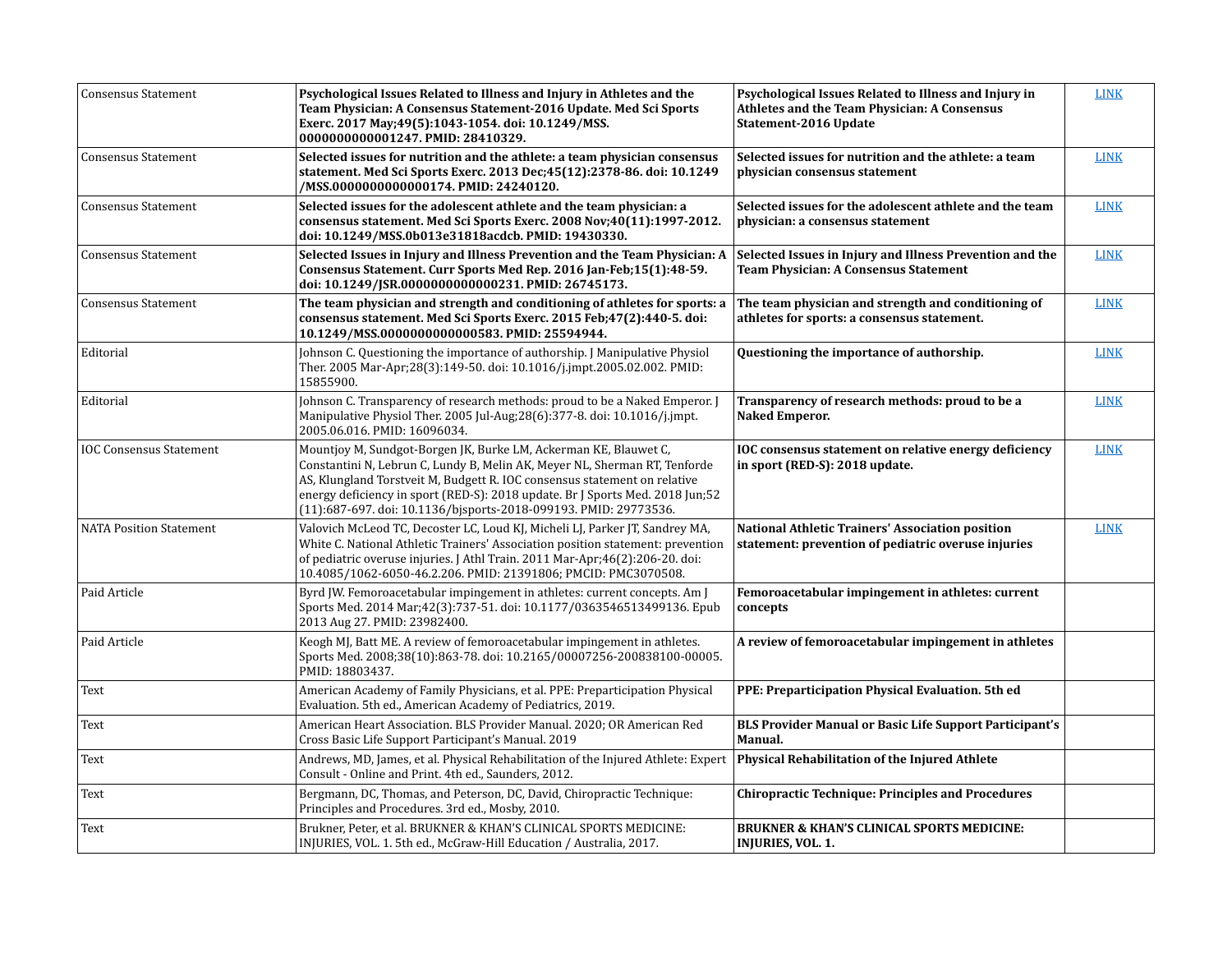| | | | |
|---|---|---|---|
| Consensus Statement | **Psychological Issues Related to Illness and Injury in Athletes and the Team Physician: A Consensus Statement-2016 Update. Med Sci Sports Exerc. 2017 May;49(5):1043-1054. doi: 10.1249/MSS. 0000000000001247. PMID: 28410329.** | **Psychological Issues Related to Illness and Injury in Athletes and the Team Physician: A Consensus Statement-2016 Update** | LINK |
| Consensus Statement | **Selected issues for nutrition and the athlete: a team physician consensus statement. Med Sci Sports Exerc. 2013 Dec;45(12):2378-86. doi: 10.1249 /MSS.0000000000000174. PMID: 24240120.** | **Selected issues for nutrition and the athlete: a team physician consensus statement** | LINK |
| Consensus Statement | **Selected issues for the adolescent athlete and the team physician: a consensus statement. Med Sci Sports Exerc. 2008 Nov;40(11):1997-2012. doi: 10.1249/MSS.0b013e31818acdcb. PMID: 19430330.** | **Selected issues for the adolescent athlete and the team physician: a consensus statement** | LINK |
| Consensus Statement | **Selected Issues in Injury and Illness Prevention and the Team Physician: A Consensus Statement. Curr Sports Med Rep. 2016 Jan-Feb;15(1):48-59. doi: 10.1249/JSR.0000000000000231. PMID: 26745173.** | **Selected Issues in Injury and Illness Prevention and the Team Physician: A Consensus Statement** | LINK |
| Consensus Statement | **The team physician and strength and conditioning of athletes for sports: a consensus statement. Med Sci Sports Exerc. 2015 Feb;47(2):440-5. doi: 10.1249/MSS.0000000000000583. PMID: 25594944.** | **The team physician and strength and conditioning of athletes for sports: a consensus statement.** | LINK |
| Editorial | Johnson C. Questioning the importance of authorship. J Manipulative Physiol Ther. 2005 Mar-Apr;28(3):149-50. doi: 10.1016/j.jmpt.2005.02.002. PMID: 15855900. | **Questioning the importance of authorship.** | LINK |
| Editorial | Johnson C. Transparency of research methods: proud to be a Naked Emperor. J Manipulative Physiol Ther. 2005 Jul-Aug;28(6):377-8. doi: 10.1016/j.jmpt. 2005.06.016. PMID: 16096034. | **Transparency of research methods: proud to be a Naked Emperor.** | LINK |
| IOC Consensus Statement | Mountjoy M, Sundgot-Borgen JK, Burke LM, Ackerman KE, Blauwet C, Constantini N, Lebrun C, Lundy B, Melin AK, Meyer NL, Sherman RT, Tenforde AS, Klungland Torstveit M, Budgett R. IOC consensus statement on relative energy deficiency in sport (RED-S): 2018 update. Br J Sports Med. 2018 Jun;52 (11):687-697. doi: 10.1136/bjsports-2018-099193. PMID: 29773536. | **IOC consensus statement on relative energy deficiency in sport (RED-S): 2018 update.** | LINK |
| NATA Position Statement | Valovich McLeod TC, Decoster LC, Loud KJ, Micheli LJ, Parker JT, Sandrey MA, White C. National Athletic Trainers' Association position statement: prevention of pediatric overuse injuries. J Athl Train. 2011 Mar-Apr;46(2):206-20. doi: 10.4085/1062-6050-46.2.206. PMID: 21391806; PMCID: PMC3070508. | **National Athletic Trainers' Association position statement: prevention of pediatric overuse injuries** | LINK |
| Paid Article | Byrd JW. Femoroacetabular impingement in athletes: current concepts. Am J Sports Med. 2014 Mar;42(3):737-51. doi: 10.1177/0363546513499136. Epub 2013 Aug 27. PMID: 23982400. | **Femoroacetabular impingement in athletes: current concepts** | |
| Paid Article | Keogh MJ, Batt ME. A review of femoroacetabular impingement in athletes. Sports Med. 2008;38(10):863-78. doi: 10.2165/00007256-200838100-00005. PMID: 18803437. | **A review of femoroacetabular impingement in athletes** | |
| Text | American Academy of Family Physicians, et al. PPE: Preparticipation Physical Evaluation. 5th ed., American Academy of Pediatrics, 2019. | **PPE: Preparticipation Physical Evaluation. 5th ed** | |
| Text | American Heart Association. BLS Provider Manual. 2020; OR American Red Cross Basic Life Support Participant's Manual. 2019 | **BLS Provider Manual or Basic Life Support Participant's Manual.** | |
| Text | Andrews, MD, James, et al. Physical Rehabilitation of the Injured Athlete: Expert Consult - Online and Print. 4th ed., Saunders, 2012. | **Physical Rehabilitation of the Injured Athlete** | |
| Text | Bergmann, DC, Thomas, and Peterson, DC, David, Chiropractic Technique: Principles and Procedures. 3rd ed., Mosby, 2010. | **Chiropractic Technique: Principles and Procedures** | |
| Text | Brukner, Peter, et al. BRUKNER & KHAN'S CLINICAL SPORTS MEDICINE: INJURIES, VOL. 1. 5th ed., McGraw-Hill Education / Australia, 2017. | **BRUKNER & KHAN'S CLINICAL SPORTS MEDICINE: INJURIES, VOL. 1.** | |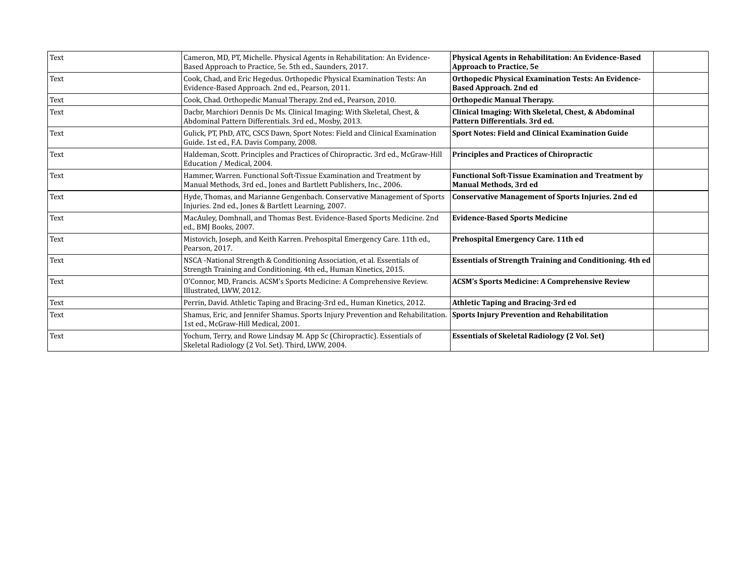| | | | |
|---|---|---|---|
| Text | Cameron, MD, PT, Michelle. Physical Agents in Rehabilitation: An Evidence-Based Approach to Practice, 5e. 5th ed., Saunders, 2017. | **Physical Agents in Rehabilitation: An Evidence-Based Approach to Practice, 5e** | |
| Text | Cook, Chad, and Eric Hegedus. Orthopedic Physical Examination Tests: An Evidence-Based Approach. 2nd ed., Pearson, 2011. | **Orthopedic Physical Examination Tests: An Evidence-Based Approach. 2nd ed** | |
| Text | Cook, Chad. Orthopedic Manual Therapy. 2nd ed., Pearson, 2010. | **Orthopedic Manual Therapy.** | |
| Text | Dacbr, Marchiori Dennis Dc Ms. Clinical Imaging: With Skeletal, Chest, & Abdominal Pattern Differentials. 3rd ed., Mosby, 2013. | **Clinical Imaging: With Skeletal, Chest, & Abdominal Pattern Differentials. 3rd ed.** | |
| Text | Gulick, PT, PhD, ATC, CSCS Dawn, Sport Notes: Field and Clinical Examination Guide. 1st ed., F.A. Davis Company, 2008. | **Sport Notes: Field and Clinical Examination Guide** | |
| Text | Haldeman, Scott. Principles and Practices of Chiropractic. 3rd ed., McGraw-Hill Education / Medical, 2004. | **Principles and Practices of Chiropractic** | |
| Text | Hammer, Warren. Functional Soft-Tissue Examination and Treatment by Manual Methods, 3rd ed., Jones and Bartlett Publishers, Inc., 2006. | **Functional Soft-Tissue Examination and Treatment by Manual Methods, 3rd ed** | |
| Text | Hyde, Thomas, and Marianne Gengenbach. Conservative Management of Sports Injuries. 2nd ed., Jones & Bartlett Learning, 2007. | **Conservative Management of Sports Injuries. 2nd ed** | |
| Text | MacAuley, Domhnall, and Thomas Best. Evidence-Based Sports Medicine. 2nd ed., BMJ Books, 2007. | **Evidence-Based Sports Medicine** | |
| Text | Mistovich, Joseph, and Keith Karren. Prehospital Emergency Care. 11th ed., Pearson, 2017. | **Prehospital Emergency Care. 11th ed** | |
| Text | NSCA -National Strength & Conditioning Association, et al. Essentials of Strength Training and Conditioning. 4th ed., Human Kinetics, 2015. | **Essentials of Strength Training and Conditioning. 4th ed** | |
| Text | O'Connor, MD, Francis. ACSM's Sports Medicine: A Comprehensive Review. Illustrated, LWW, 2012. | **ACSM's Sports Medicine: A Comprehensive Review** | |
| Text | Perrin, David. Athletic Taping and Bracing-3rd ed., Human Kinetics, 2012. | **Athletic Taping and Bracing-3rd ed** | |
| Text | Shamus, Eric, and Jennifer Shamus. Sports Injury Prevention and Rehabilitation. 1st ed., McGraw-Hill Medical, 2001. | **Sports Injury Prevention and Rehabilitation** | |
| Text | Yochum, Terry, and Rowe Lindsay M. App Sc (Chiropractic). Essentials of Skeletal Radiology (2 Vol. Set). Third, LWW, 2004. | **Essentials of Skeletal Radiology (2 Vol. Set)** | |